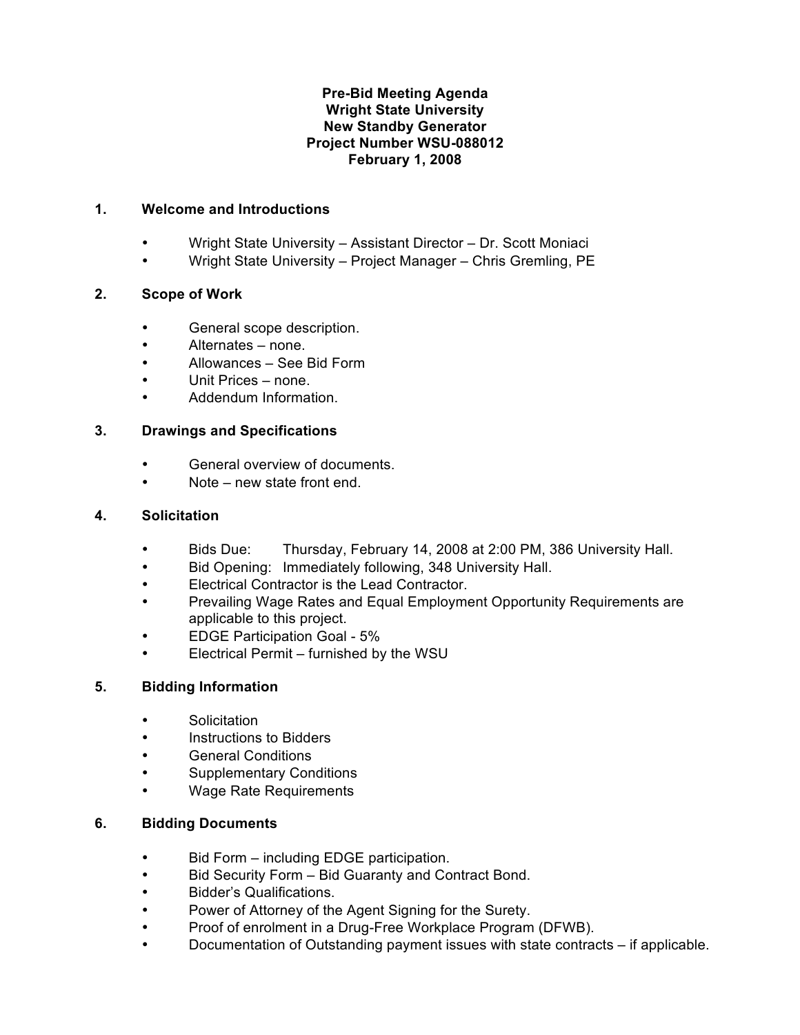**Pre-Bid Meeting Agenda**
**Wright State University**
**New Standby Generator**
**Project Number WSU-088012**
**February 1, 2008**

## 1. Welcome and Introductions

- Wright State University – Assistant Director – Dr. Scott Moniaci
- Wright State University – Project Manager – Chris Gremling, PE

## 2. Scope of Work

- General scope description.
- Alternates – none.
- Allowances – See Bid Form
- Unit Prices – none.
- Addendum Information.

## 3. Drawings and Specifications

- General overview of documents.
- Note – new state front end.

## 4. Solicitation

- Bids Due: Thursday, February 14, 2008 at 2:00 PM, 386 University Hall.
- Bid Opening: Immediately following, 348 University Hall.
- Electrical Contractor is the Lead Contractor.
- Prevailing Wage Rates and Equal Employment Opportunity Requirements are applicable to this project.
- EDGE Participation Goal - 5%
- Electrical Permit – furnished by the WSU

## 5. Bidding Information

- Solicitation
- Instructions to Bidders
- General Conditions
- Supplementary Conditions
- Wage Rate Requirements

## 6. Bidding Documents

- Bid Form – including EDGE participation.
- Bid Security Form – Bid Guaranty and Contract Bond.
- Bidder's Qualifications.
- Power of Attorney of the Agent Signing for the Surety.
- Proof of enrolment in a Drug-Free Workplace Program (DFWB).
- Documentation of Outstanding payment issues with state contracts – if applicable.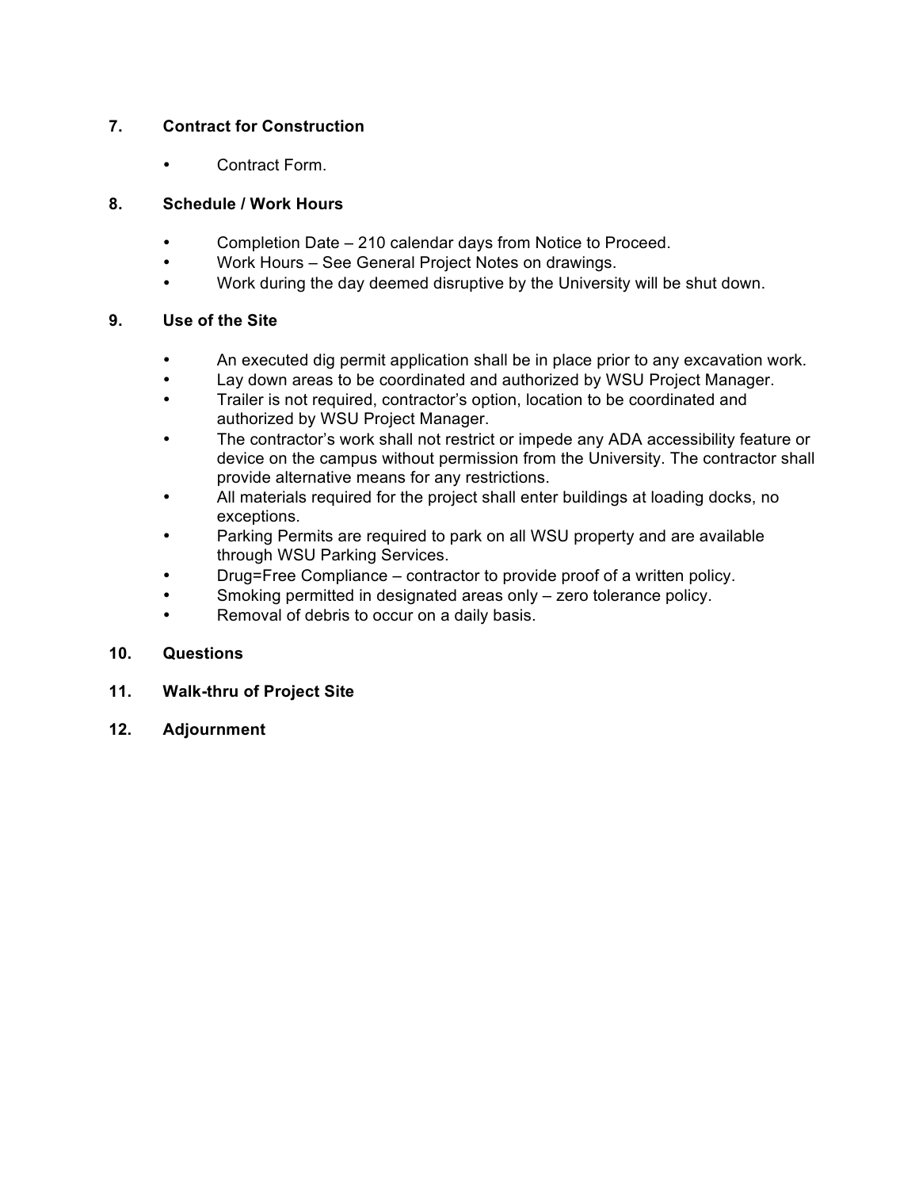## 7. Contract for Construction

- Contract Form.

## 8. Schedule / Work Hours

- Completion Date – 210 calendar days from Notice to Proceed.
- Work Hours – See General Project Notes on drawings.
- Work during the day deemed disruptive by the University will be shut down.

## 9. Use of the Site

- An executed dig permit application shall be in place prior to any excavation work.
- Lay down areas to be coordinated and authorized by WSU Project Manager.
- Trailer is not required, contractor's option, location to be coordinated and authorized by WSU Project Manager.
- The contractor's work shall not restrict or impede any ADA accessibility feature or device on the campus without permission from the University. The contractor shall provide alternative means for any restrictions.
- All materials required for the project shall enter buildings at loading docks, no exceptions.
- Parking Permits are required to park on all WSU property and are available through WSU Parking Services.
- Drug=Free Compliance – contractor to provide proof of a written policy.
- Smoking permitted in designated areas only – zero tolerance policy.
- Removal of debris to occur on a daily basis.

## 10. Questions

## 11. Walk-thru of Project Site

## 12. Adjournment